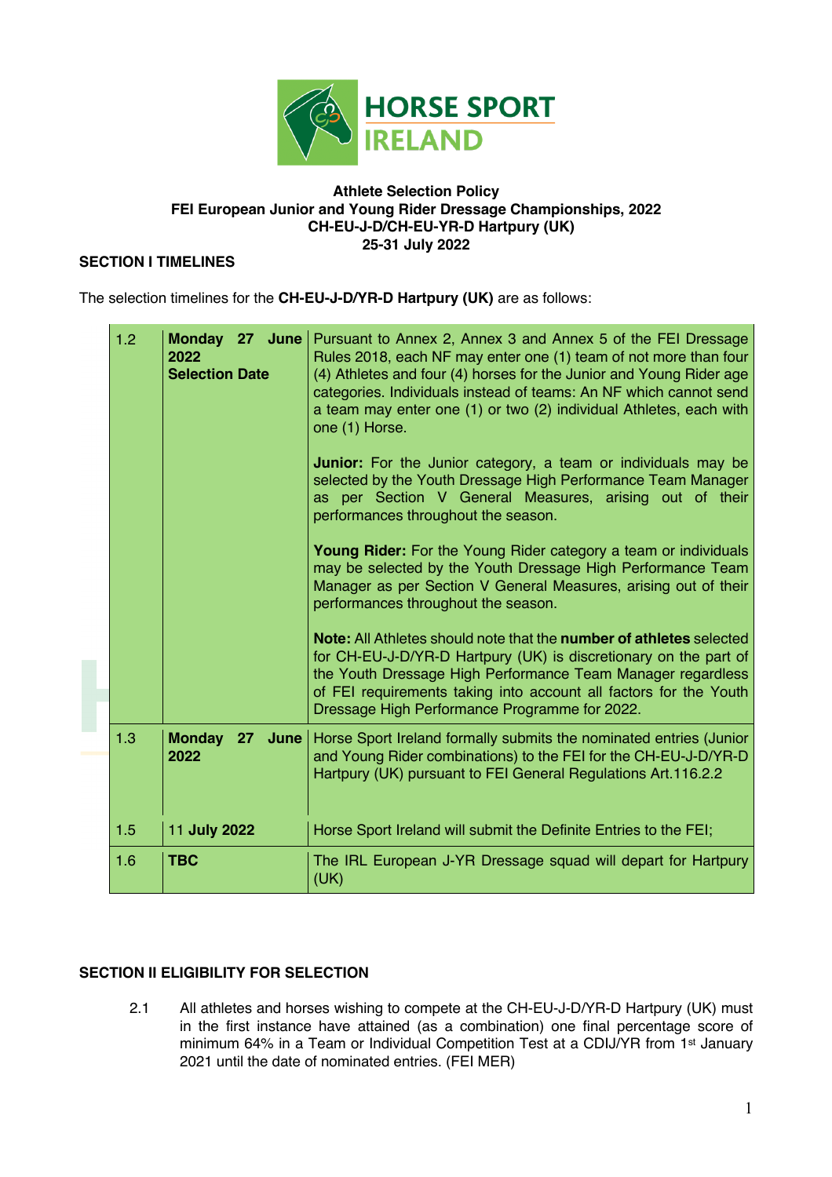**Athlete Selection Policy**
**FEI European Junior and Young Rider Dressage Championships, 2022**
**CH-EU-J-D/CH-EU-YR-D Hartpury (UK)**
**25-31 July 2022**

## SECTION I TIMELINES

The selection timelines for the **CH-EU-J-D/YR-D Hartpury (UK)** are as follows:

| | | |
|---|---|---|
| 1.2 | **Monday 27 June 2022 Selection Date** | Pursuant to Annex 2, Annex 3 and Annex 5 of the FEI Dressage Rules 2018, each NF may enter one (1) team of not more than four (4) Athletes and four (4) horses for the Junior and Young Rider age categories. Individuals instead of teams: An NF which cannot send a team may enter one (1) or two (2) individual Athletes, each with one (1) Horse.<br><br>**Junior:** For the Junior category, a team or individuals may be selected by the Youth Dressage High Performance Team Manager as per Section V General Measures, arising out of their performances throughout the season.<br><br>**Young Rider:** For the Young Rider category a team or individuals may be selected by the Youth Dressage High Performance Team Manager as per Section V General Measures, arising out of their performances throughout the season.<br><br>**Note:** All Athletes should note that the **number of athletes** selected for CH-EU-J-D/YR-D Hartpury (UK) is discretionary on the part of the Youth Dressage High Performance Team Manager regardless of FEI requirements taking into account all factors for the Youth Dressage High Performance Programme for 2022. |
| 1.3 | **Monday 27 June 2022** | Horse Sport Ireland formally submits the nominated entries (Junior and Young Rider combinations) to the FEI for the CH-EU-J-D/YR-D Hartpury (UK) pursuant to FEI General Regulations Art.116.2.2 |
| 1.5 | 11 **July 2022** | Horse Sport Ireland will submit the Definite Entries to the FEI; |
| 1.6 | **TBC** | The IRL European J-YR Dressage squad will depart for Hartpury (UK) |

## SECTION II ELIGIBILITY FOR SELECTION

2.1 All athletes and horses wishing to compete at the CH-EU-J-D/YR-D Hartpury (UK) must in the first instance have attained (as a combination) one final percentage score of minimum 64% in a Team or Individual Competition Test at a CDIJ/YR from 1st January 2021 until the date of nominated entries. (FEI MER)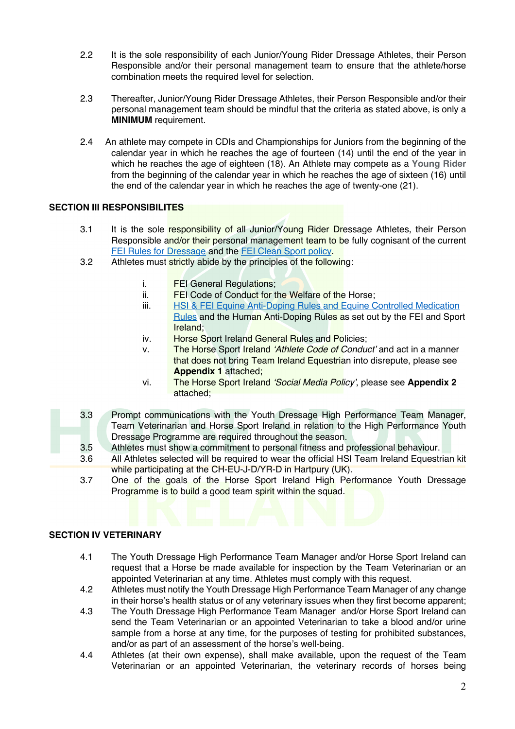2.2 It is the sole responsibility of each Junior/Young Rider Dressage Athletes, their Person Responsible and/or their personal management team to ensure that the athlete/horse combination meets the required level for selection.

2.3 Thereafter, Junior/Young Rider Dressage Athletes, their Person Responsible and/or their personal management team should be mindful that the criteria as stated above, is only a **MINIMUM** requirement.

2.4 An athlete may compete in CDIs and Championships for Juniors from the beginning of the calendar year in which he reaches the age of fourteen (14) until the end of the year in which he reaches the age of eighteen (18). An Athlete may compete as a **Young Rider** from the beginning of the calendar year in which he reaches the age of sixteen (16) until the end of the calendar year in which he reaches the age of twenty-one (21).

## SECTION III RESPONSIBILITES

3.1 It is the sole responsibility of all Junior/Young Rider Dressage Athletes, their Person Responsible and/or their personal management team to be fully cognisant of the current FEI Rules for Dressage and the FEI Clean Sport policy.

3.2 Athletes must strictly abide by the principles of the following:

- i. FEI General Regulations;
- ii. FEI Code of Conduct for the Welfare of the Horse;
- iii. HSI & FEI Equine Anti-Doping Rules and Equine Controlled Medication Rules and the Human Anti-Doping Rules as set out by the FEI and Sport Ireland;
- iv. Horse Sport Ireland General Rules and Policies;
- v. The Horse Sport Ireland *'Athlete Code of Conduct'* and act in a manner that does not bring Team Ireland Equestrian into disrepute, please see **Appendix 1** attached;
- vi. The Horse Sport Ireland *'Social Media Policy'*, please see **Appendix 2** attached;

3.3 Prompt communications with the Youth Dressage High Performance Team Manager, Team Veterinarian and Horse Sport Ireland in relation to the High Performance Youth Dressage Programme are required throughout the season.

3.5 Athletes must show a commitment to personal fitness and professional behaviour.

3.6 All Athletes selected will be required to wear the official HSI Team Ireland Equestrian kit while participating at the CH-EU-J-D/YR-D in Hartpury (UK).

3.7 One of the goals of the Horse Sport Ireland High Performance Youth Dressage Programme is to build a good team spirit within the squad.

## SECTION IV VETERINARY

4.1 The Youth Dressage High Performance Team Manager and/or Horse Sport Ireland can request that a Horse be made available for inspection by the Team Veterinarian or an appointed Veterinarian at any time. Athletes must comply with this request.

4.2 Athletes must notify the Youth Dressage High Performance Team Manager of any change in their horse's health status or of any veterinary issues when they first become apparent;

4.3 The Youth Dressage High Performance Team Manager and/or Horse Sport Ireland can send the Team Veterinarian or an appointed Veterinarian to take a blood and/or urine sample from a horse at any time, for the purposes of testing for prohibited substances, and/or as part of an assessment of the horse's well-being.

4.4 Athletes (at their own expense), shall make available, upon the request of the Team Veterinarian or an appointed Veterinarian, the veterinary records of horses being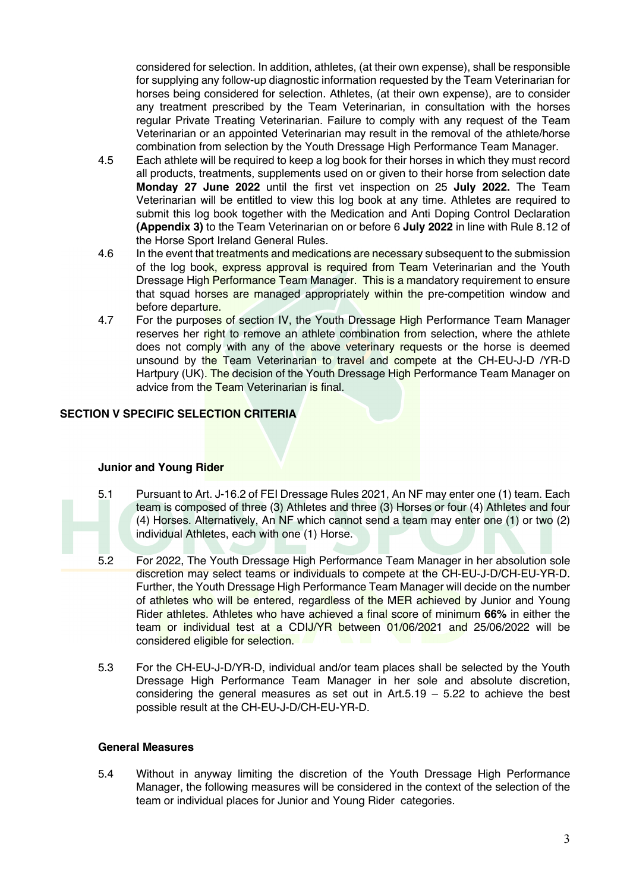considered for selection. In addition, athletes, (at their own expense), shall be responsible for supplying any follow-up diagnostic information requested by the Team Veterinarian for horses being considered for selection. Athletes, (at their own expense), are to consider any treatment prescribed by the Team Veterinarian, in consultation with the horses regular Private Treating Veterinarian. Failure to comply with any request of the Team Veterinarian or an appointed Veterinarian may result in the removal of the athlete/horse combination from selection by the Youth Dressage High Performance Team Manager.

4.5 Each athlete will be required to keep a log book for their horses in which they must record all products, treatments, supplements used on or given to their horse from selection date **Monday 27 June 2022** until the first vet inspection on 25 **July 2022.** The Team Veterinarian will be entitled to view this log book at any time. Athletes are required to submit this log book together with the Medication and Anti Doping Control Declaration **(Appendix 3)** to the Team Veterinarian on or before 6 **July 2022** in line with Rule 8.12 of the Horse Sport Ireland General Rules.

4.6 In the event that treatments and medications are necessary subsequent to the submission of the log book, express approval is required from Team Veterinarian and the Youth Dressage High Performance Team Manager. This is a mandatory requirement to ensure that squad horses are managed appropriately within the pre-competition window and before departure.

4.7 For the purposes of section IV, the Youth Dressage High Performance Team Manager reserves her right to remove an athlete combination from selection, where the athlete does not comply with any of the above veterinary requests or the horse is deemed unsound by the Team Veterinarian to travel and compete at the CH-EU-J-D /YR-D Hartpury (UK). The decision of the Youth Dressage High Performance Team Manager on advice from the Team Veterinarian is final.

## SECTION V SPECIFIC SELECTION CRITERIA

### Junior and Young Rider

5.1 Pursuant to Art. J-16.2 of FEI Dressage Rules 2021, An NF may enter one (1) team. Each team is composed of three (3) Athletes and three (3) Horses or four (4) Athletes and four (4) Horses. Alternatively, An NF which cannot send a team may enter one (1) or two (2) individual Athletes, each with one (1) Horse.

5.2 For 2022, The Youth Dressage High Performance Team Manager in her absolution sole discretion may select teams or individuals to compete at the CH-EU-J-D/CH-EU-YR-D. Further, the Youth Dressage High Performance Team Manager will decide on the number of athletes who will be entered, regardless of the MER achieved by Junior and Young Rider athletes. Athletes who have achieved a final score of minimum **66%** in either the team or individual test at a CDIJ/YR between 01/06/2021 and 25/06/2022 will be considered eligible for selection.

5.3 For the CH-EU-J-D/YR-D, individual and/or team places shall be selected by the Youth Dressage High Performance Team Manager in her sole and absolute discretion, considering the general measures as set out in Art.5.19 – 5.22 to achieve the best possible result at the CH-EU-J-D/CH-EU-YR-D.

### General Measures

5.4 Without in anyway limiting the discretion of the Youth Dressage High Performance Manager, the following measures will be considered in the context of the selection of the team or individual places for Junior and Young Rider categories.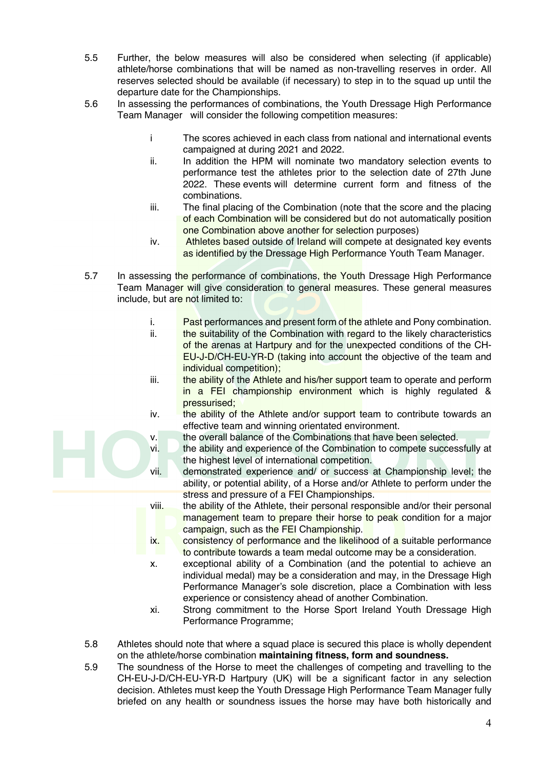5.5 Further, the below measures will also be considered when selecting (if applicable) athlete/horse combinations that will be named as non-travelling reserves in order. All reserves selected should be available (if necessary) to step in to the squad up until the departure date for the Championships.

5.6 In assessing the performances of combinations, the Youth Dressage High Performance Team Manager will consider the following competition measures:

- i The scores achieved in each class from national and international events campaigned at during 2021 and 2022.
- ii. In addition the HPM will nominate two mandatory selection events to performance test the athletes prior to the selection date of 27th June 2022. These events will determine current form and fitness of the combinations.
- iii. The final placing of the Combination (note that the score and the placing of each Combination will be considered but do not automatically position one Combination above another for selection purposes)
- iv. Athletes based outside of Ireland will compete at designated key events as identified by the Dressage High Performance Youth Team Manager.

5.7 In assessing the performance of combinations, the Youth Dressage High Performance Team Manager will give consideration to general measures. These general measures include, but are not limited to:

- i. Past performances and present form of the athlete and Pony combination.
- ii. the suitability of the Combination with regard to the likely characteristics of the arenas at Hartpury and for the unexpected conditions of the CH-EU-J-D/CH-EU-YR-D (taking into account the objective of the team and individual competition);
- iii. the ability of the Athlete and his/her support team to operate and perform in a FEI championship environment which is highly regulated & pressurised;
- iv. the ability of the Athlete and/or support team to contribute towards an effective team and winning orientated environment.
- v. the overall balance of the Combinations that have been selected.
- vi. the ability and experience of the Combination to compete successfully at the highest level of international competition.
- vii. demonstrated experience and/ or success at Championship level; the ability, or potential ability, of a Horse and/or Athlete to perform under the stress and pressure of a FEI Championships.
- viii. the ability of the Athlete, their personal responsible and/or their personal management team to prepare their horse to peak condition for a major campaign, such as the FEI Championship.
- ix. consistency of performance and the likelihood of a suitable performance to contribute towards a team medal outcome may be a consideration.
- x. exceptional ability of a Combination (and the potential to achieve an individual medal) may be a consideration and may, in the Dressage High Performance Manager's sole discretion, place a Combination with less experience or consistency ahead of another Combination.
- xi. Strong commitment to the Horse Sport Ireland Youth Dressage High Performance Programme;

5.8 Athletes should note that where a squad place is secured this place is wholly dependent on the athlete/horse combination **maintaining fitness, form and soundness.**

5.9 The soundness of the Horse to meet the challenges of competing and travelling to the CH-EU-J-D/CH-EU-YR-D Hartpury (UK) will be a significant factor in any selection decision. Athletes must keep the Youth Dressage High Performance Team Manager fully briefed on any health or soundness issues the horse may have both historically and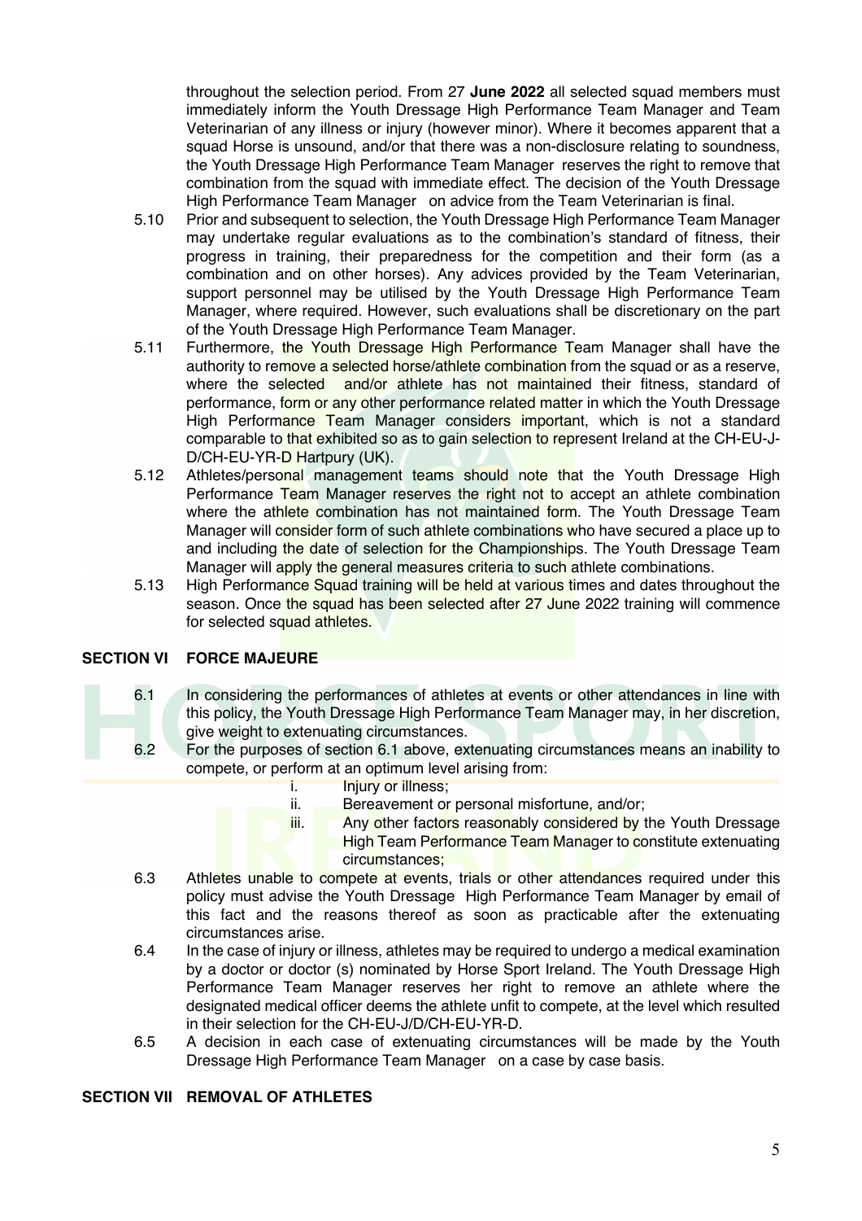throughout the selection period. From 27 **June 2022** all selected squad members must immediately inform the Youth Dressage High Performance Team Manager and Team Veterinarian of any illness or injury (however minor). Where it becomes apparent that a squad Horse is unsound, and/or that there was a non-disclosure relating to soundness, the Youth Dressage High Performance Team Manager reserves the right to remove that combination from the squad with immediate effect. The decision of the Youth Dressage High Performance Team Manager on advice from the Team Veterinarian is final.

5.10 Prior and subsequent to selection, the Youth Dressage High Performance Team Manager may undertake regular evaluations as to the combination's standard of fitness, their progress in training, their preparedness for the competition and their form (as a combination and on other horses). Any advices provided by the Team Veterinarian, support personnel may be utilised by the Youth Dressage High Performance Team Manager, where required. However, such evaluations shall be discretionary on the part of the Youth Dressage High Performance Team Manager.

5.11 Furthermore, the Youth Dressage High Performance Team Manager shall have the authority to remove a selected horse/athlete combination from the squad or as a reserve, where the selected and/or athlete has not maintained their fitness, standard of performance, form or any other performance related matter in which the Youth Dressage High Performance Team Manager considers important, which is not a standard comparable to that exhibited so as to gain selection to represent Ireland at the CH-EU-J-D/CH-EU-YR-D Hartpury (UK).

5.12 Athletes/personal management teams should note that the Youth Dressage High Performance Team Manager reserves the right not to accept an athlete combination where the athlete combination has not maintained form. The Youth Dressage Team Manager will consider form of such athlete combinations who have secured a place up to and including the date of selection for the Championships. The Youth Dressage Team Manager will apply the general measures criteria to such athlete combinations.

5.13 High Performance Squad training will be held at various times and dates throughout the season. Once the squad has been selected after 27 June 2022 training will commence for selected squad athletes.

## SECTION VI FORCE MAJEURE

6.1 In considering the performances of athletes at events or other attendances in line with this policy, the Youth Dressage High Performance Team Manager may, in her discretion, give weight to extenuating circumstances.

6.2 For the purposes of section 6.1 above, extenuating circumstances means an inability to compete, or perform at an optimum level arising from:

i. Injury or illness;
ii. Bereavement or personal misfortune, and/or;
iii. Any other factors reasonably considered by the Youth Dressage High Team Performance Team Manager to constitute extenuating circumstances;

6.3 Athletes unable to compete at events, trials or other attendances required under this policy must advise the Youth Dressage High Performance Team Manager by email of this fact and the reasons thereof as soon as practicable after the extenuating circumstances arise.

6.4 In the case of injury or illness, athletes may be required to undergo a medical examination by a doctor or doctor (s) nominated by Horse Sport Ireland. The Youth Dressage High Performance Team Manager reserves her right to remove an athlete where the designated medical officer deems the athlete unfit to compete, at the level which resulted in their selection for the CH-EU-J/D/CH-EU-YR-D.

6.5 A decision in each case of extenuating circumstances will be made by the Youth Dressage High Performance Team Manager on a case by case basis.

## SECTION VII REMOVAL OF ATHLETES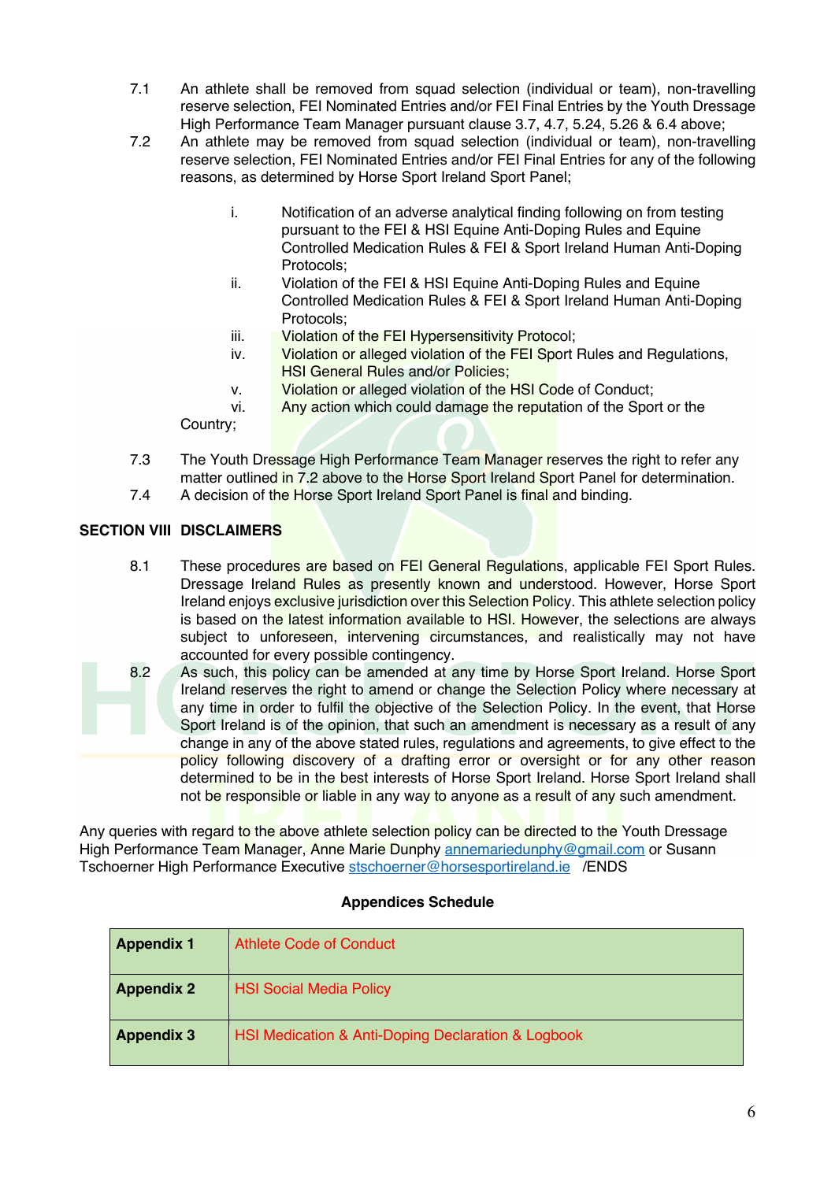7.1 An athlete shall be removed from squad selection (individual or team), non-travelling reserve selection, FEI Nominated Entries and/or FEI Final Entries by the Youth Dressage High Performance Team Manager pursuant clause 3.7, 4.7, 5.24, 5.26 & 6.4 above;

7.2 An athlete may be removed from squad selection (individual or team), non-travelling reserve selection, FEI Nominated Entries and/or FEI Final Entries for any of the following reasons, as determined by Horse Sport Ireland Sport Panel;

i. Notification of an adverse analytical finding following on from testing pursuant to the FEI & HSI Equine Anti-Doping Rules and Equine Controlled Medication Rules & FEI & Sport Ireland Human Anti-Doping Protocols;
ii. Violation of the FEI & HSI Equine Anti-Doping Rules and Equine Controlled Medication Rules & FEI & Sport Ireland Human Anti-Doping Protocols;
iii. Violation of the FEI Hypersensitivity Protocol;
iv. Violation or alleged violation of the FEI Sport Rules and Regulations, HSI General Rules and/or Policies;
v. Violation or alleged violation of the HSI Code of Conduct;
vi. Any action which could damage the reputation of the Sport or the Country;

7.3 The Youth Dressage High Performance Team Manager reserves the right to refer any matter outlined in 7.2 above to the Horse Sport Ireland Sport Panel for determination.

7.4 A decision of the Horse Sport Ireland Sport Panel is final and binding.

## SECTION VIII DISCLAIMERS

8.1 These procedures are based on FEI General Regulations, applicable FEI Sport Rules. Dressage Ireland Rules as presently known and understood. However, Horse Sport Ireland enjoys exclusive jurisdiction over this Selection Policy. This athlete selection policy is based on the latest information available to HSI. However, the selections are always subject to unforeseen, intervening circumstances, and realistically may not have accounted for every possible contingency.

8.2 As such, this policy can be amended at any time by Horse Sport Ireland. Horse Sport Ireland reserves the right to amend or change the Selection Policy where necessary at any time in order to fulfil the objective of the Selection Policy. In the event, that Horse Sport Ireland is of the opinion, that such an amendment is necessary as a result of any change in any of the above stated rules, regulations and agreements, to give effect to the policy following discovery of a drafting error or oversight or for any other reason determined to be in the best interests of Horse Sport Ireland. Horse Sport Ireland shall not be responsible or liable in any way to anyone as a result of any such amendment.

Any queries with regard to the above athlete selection policy can be directed to the Youth Dressage High Performance Team Manager, Anne Marie Dunphy annemariedunphy@gmail.com or Susann Tschoerner High Performance Executive stschoerner@horsesportireland.ie /ENDS

**Appendices Schedule**

| | |
|---|---|
| **Appendix 1** | Athlete Code of Conduct |
| **Appendix 2** | HSI Social Media Policy |
| **Appendix 3** | HSI Medication & Anti-Doping Declaration & Logbook |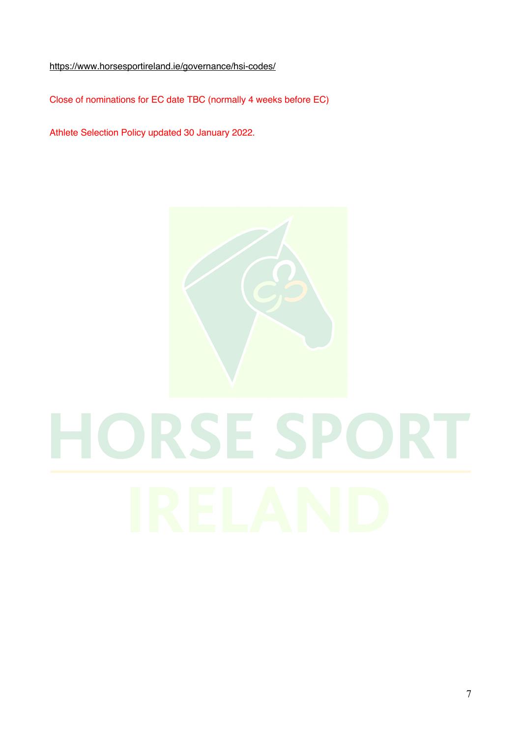https://www.horsesportireland.ie/governance/hsi-codes/

Close of nominations for EC date TBC (normally 4 weeks before EC)

Athlete Selection Policy updated 30 January 2022.